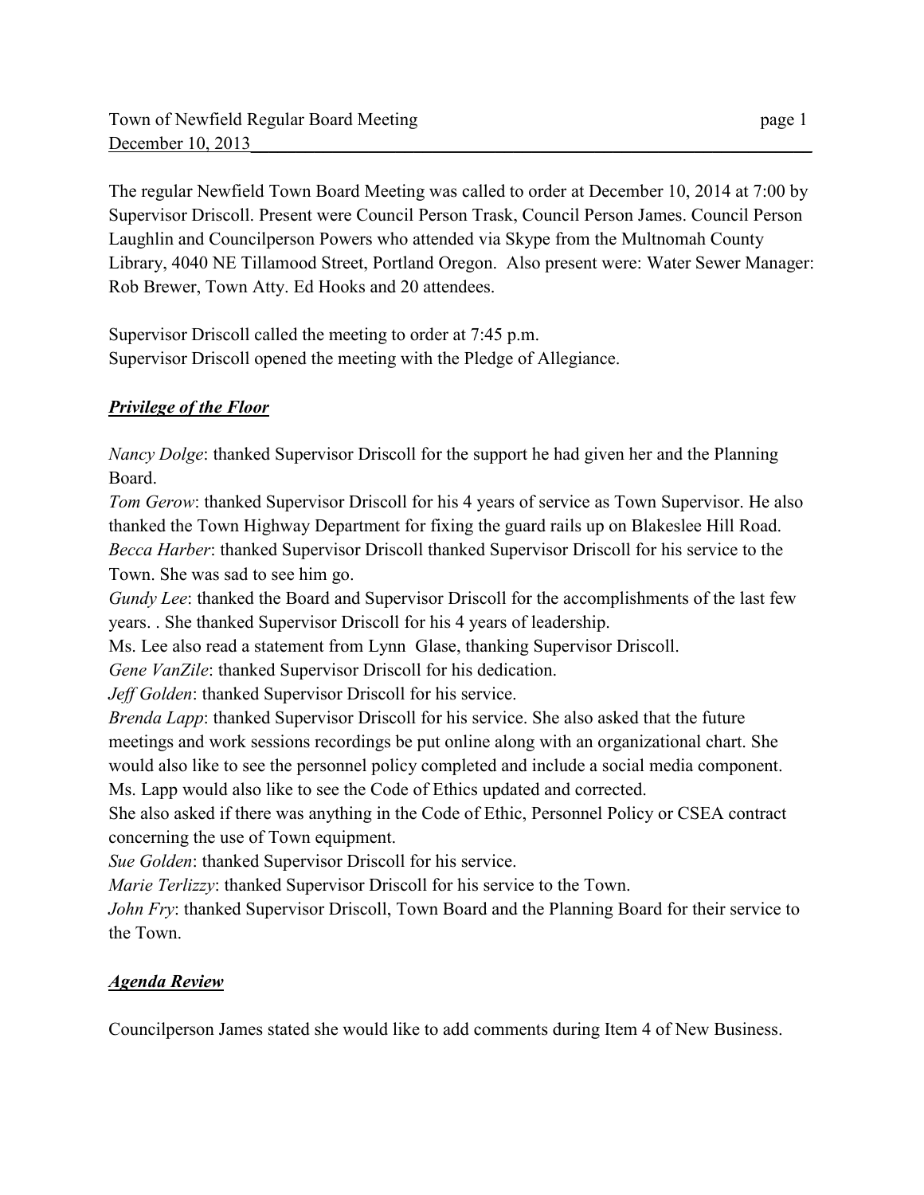Town of Newfield Regular Board Meeting
December 10, 2013

The regular Newfield Town Board Meeting was called to order at December 10, 2014 at 7:00 by Supervisor Driscoll. Present were Council Person Trask, Council Person James. Council Person Laughlin and Councilperson Powers who attended via Skype from the Multnomah County Library, 4040 NE Tillamood Street, Portland Oregon. Also present were: Water Sewer Manager: Rob Brewer, Town Atty. Ed Hooks and 20 attendees.

Supervisor Driscoll called the meeting to order at 7:45 p.m.
Supervisor Driscoll opened the meeting with the Pledge of Allegiance.

## ***Privilege of the Floor***

*Nancy Dolge*: thanked Supervisor Driscoll for the support he had given her and the Planning Board.
*Tom Gerow*: thanked Supervisor Driscoll for his 4 years of service as Town Supervisor. He also thanked the Town Highway Department for fixing the guard rails up on Blakeslee Hill Road.
*Becca Harber*: thanked Supervisor Driscoll thanked Supervisor Driscoll for his service to the Town. She was sad to see him go.
*Gundy Lee*: thanked the Board and Supervisor Driscoll for the accomplishments of the last few years. . She thanked Supervisor Driscoll for his 4 years of leadership.
Ms. Lee also read a statement from Lynn Glase, thanking Supervisor Driscoll.
*Gene VanZile*: thanked Supervisor Driscoll for his dedication.
*Jeff Golden*: thanked Supervisor Driscoll for his service.
*Brenda Lapp*: thanked Supervisor Driscoll for his service. She also asked that the future meetings and work sessions recordings be put online along with an organizational chart. She would also like to see the personnel policy completed and include a social media component. Ms. Lapp would also like to see the Code of Ethics updated and corrected.
She also asked if there was anything in the Code of Ethic, Personnel Policy or CSEA contract concerning the use of Town equipment.
*Sue Golden*: thanked Supervisor Driscoll for his service.
*Marie Terlizzy*: thanked Supervisor Driscoll for his service to the Town.
*John Fry*: thanked Supervisor Driscoll, Town Board and the Planning Board for their service to the Town.

## ***Agenda Review***

Councilperson James stated she would like to add comments during Item 4 of New Business.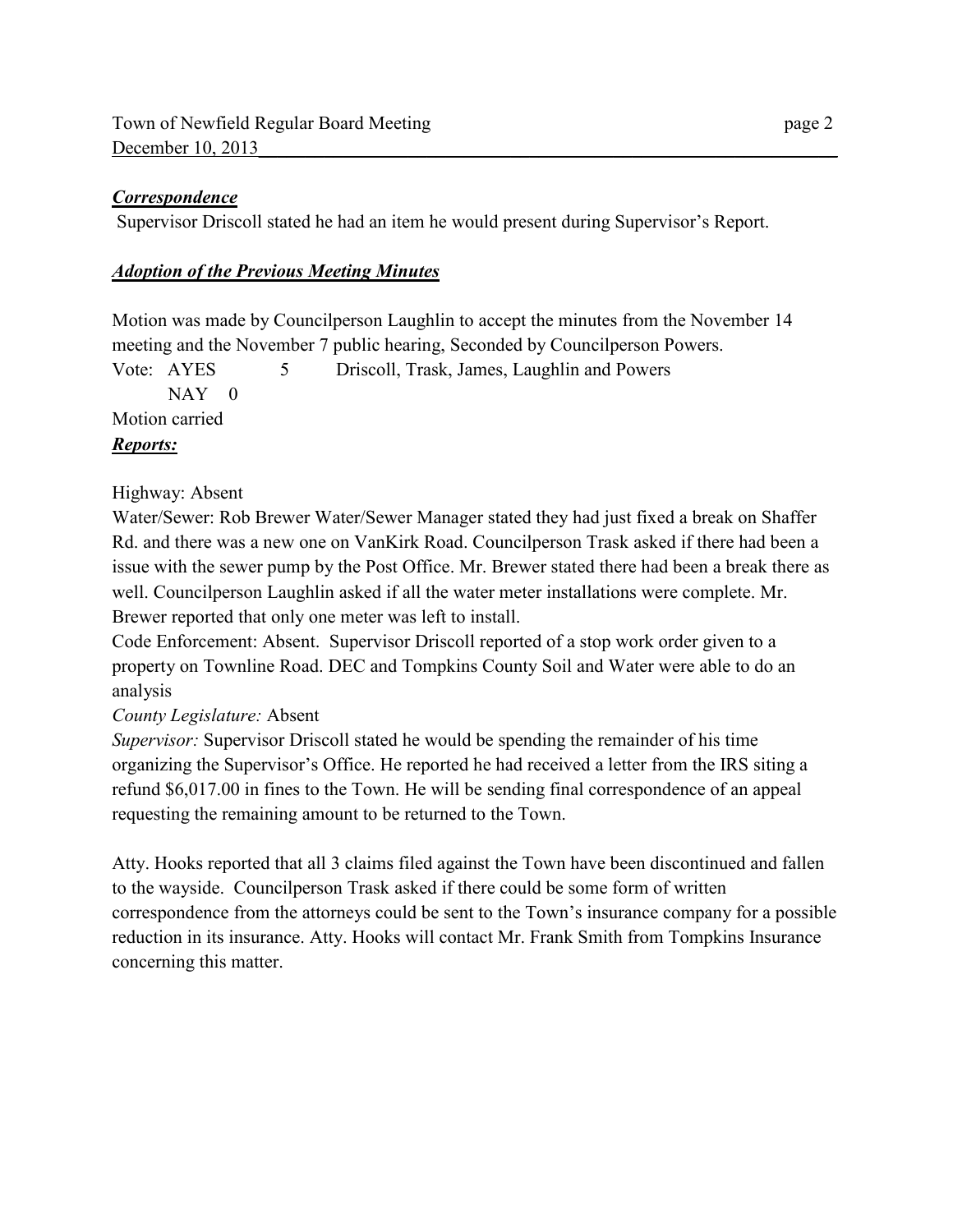***Correspondence***

Supervisor Driscoll stated he had an item he would present during Supervisor's Report.

***Adoption of the Previous Meeting Minutes***

Motion was made by Councilperson Laughlin to accept the minutes from the November 14 meeting and the November 7 public hearing, Seconded by Councilperson Powers.

Vote: AYES 5 Driscoll, Trask, James, Laughlin and Powers
NAY 0

Motion carried

***Reports:***

Highway: Absent

Water/Sewer: Rob Brewer Water/Sewer Manager stated they had just fixed a break on Shaffer Rd. and there was a new one on VanKirk Road. Councilperson Trask asked if there had been a issue with the sewer pump by the Post Office. Mr. Brewer stated there had been a break there as well. Councilperson Laughlin asked if all the water meter installations were complete. Mr. Brewer reported that only one meter was left to install.

Code Enforcement: Absent. Supervisor Driscoll reported of a stop work order given to a property on Townline Road. DEC and Tompkins County Soil and Water were able to do an analysis

*County Legislature:* Absent

*Supervisor:* Supervisor Driscoll stated he would be spending the remainder of his time organizing the Supervisor's Office. He reported he had received a letter from the IRS siting a refund $6,017.00 in fines to the Town. He will be sending final correspondence of an appeal requesting the remaining amount to be returned to the Town.

Atty. Hooks reported that all 3 claims filed against the Town have been discontinued and fallen to the wayside. Councilperson Trask asked if there could be some form of written correspondence from the attorneys could be sent to the Town's insurance company for a possible reduction in its insurance. Atty. Hooks will contact Mr. Frank Smith from Tompkins Insurance concerning this matter.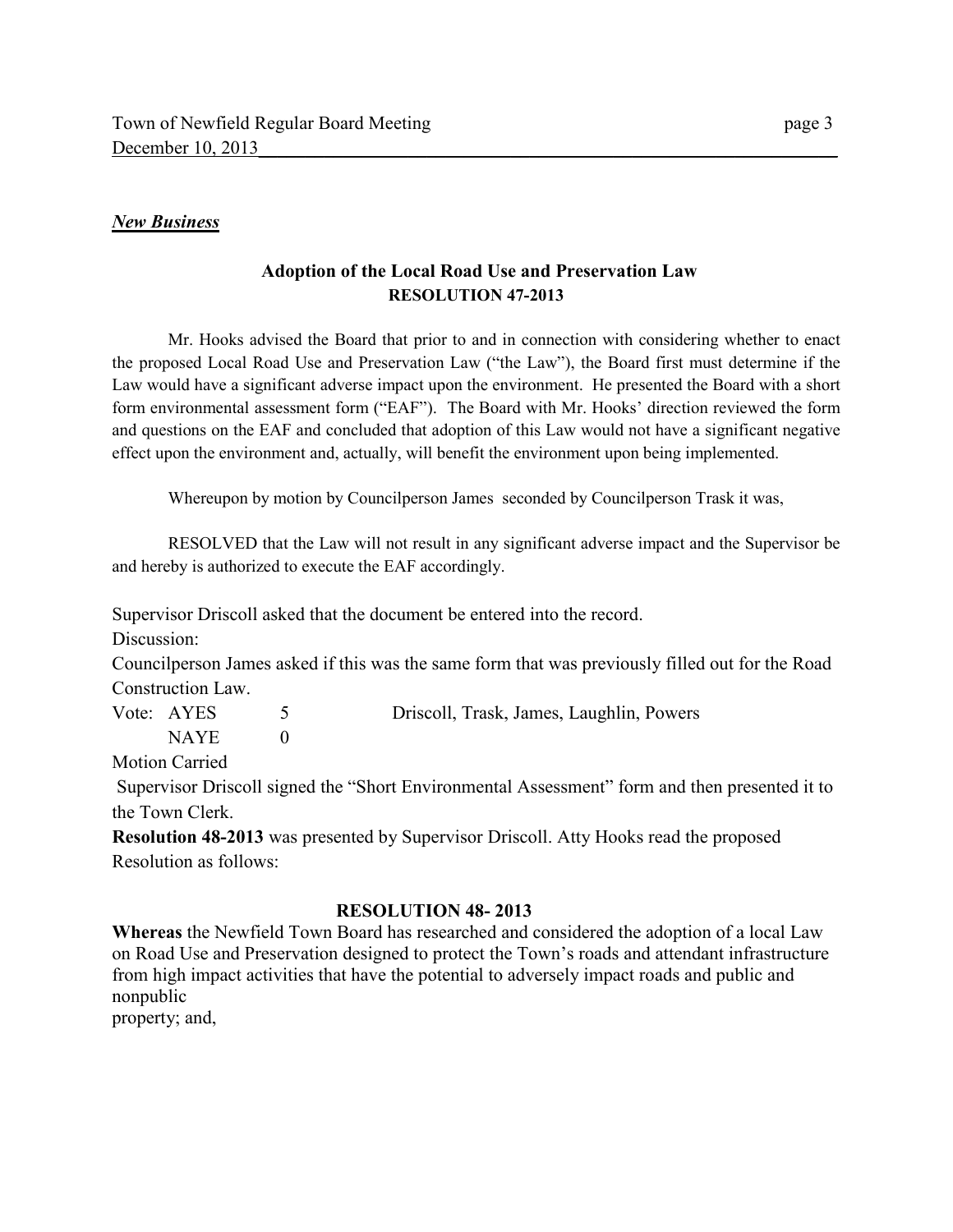***New Business***

**Adoption of the Local Road Use and Preservation Law**
**RESOLUTION 47-2013**

Mr. Hooks advised the Board that prior to and in connection with considering whether to enact the proposed Local Road Use and Preservation Law ("the Law"), the Board first must determine if the Law would have a significant adverse impact upon the environment. He presented the Board with a short form environmental assessment form ("EAF"). The Board with Mr. Hooks' direction reviewed the form and questions on the EAF and concluded that adoption of this Law would not have a significant negative effect upon the environment and, actually, will benefit the environment upon being implemented.

Whereupon by motion by Councilperson James seconded by Councilperson Trask it was,

RESOLVED that the Law will not result in any significant adverse impact and the Supervisor be and hereby is authorized to execute the EAF accordingly.

Supervisor Driscoll asked that the document be entered into the record.

Discussion:

Councilperson James asked if this was the same form that was previously filled out for the Road Construction Law.

| Vote: | | | |
|---|---|---|---|
| | AYES | 5 | Driscoll, Trask, James, Laughlin, Powers |
| | NAYE | 0 | |

Motion Carried

Supervisor Driscoll signed the "Short Environmental Assessment" form and then presented it to the Town Clerk.

**Resolution 48-2013** was presented by Supervisor Driscoll. Atty Hooks read the proposed Resolution as follows:

**RESOLUTION 48- 2013**

**Whereas** the Newfield Town Board has researched and considered the adoption of a local Law on Road Use and Preservation designed to protect the Town's roads and attendant infrastructure from high impact activities that have the potential to adversely impact roads and public and nonpublic property; and,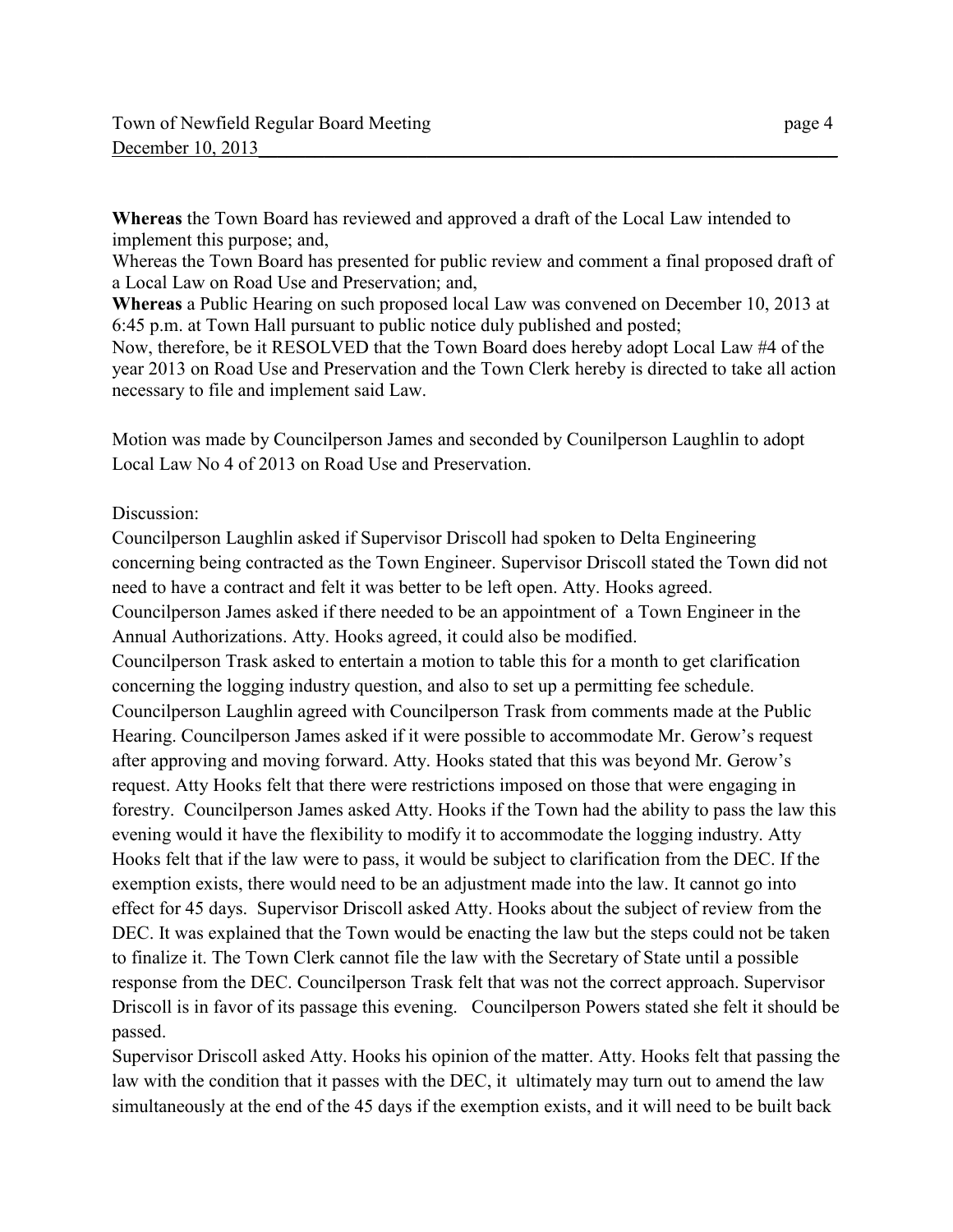**Whereas** the Town Board has reviewed and approved a draft of the Local Law intended to implement this purpose; and,

Whereas the Town Board has presented for public review and comment a final proposed draft of a Local Law on Road Use and Preservation; and,

**Whereas** a Public Hearing on such proposed local Law was convened on December 10, 2013 at 6:45 p.m. at Town Hall pursuant to public notice duly published and posted;

Now, therefore, be it RESOLVED that the Town Board does hereby adopt Local Law #4 of the year 2013 on Road Use and Preservation and the Town Clerk hereby is directed to take all action necessary to file and implement said Law.

Motion was made by Councilperson James and seconded by Counilperson Laughlin to adopt Local Law No 4 of 2013 on Road Use and Preservation.

Discussion:

Councilperson Laughlin asked if Supervisor Driscoll had spoken to Delta Engineering concerning being contracted as the Town Engineer. Supervisor Driscoll stated the Town did not need to have a contract and felt it was better to be left open. Atty. Hooks agreed.

Councilperson James asked if there needed to be an appointment of a Town Engineer in the Annual Authorizations. Atty. Hooks agreed, it could also be modified.

Councilperson Trask asked to entertain a motion to table this for a month to get clarification concerning the logging industry question, and also to set up a permitting fee schedule. Councilperson Laughlin agreed with Councilperson Trask from comments made at the Public Hearing. Councilperson James asked if it were possible to accommodate Mr. Gerow's request after approving and moving forward. Atty. Hooks stated that this was beyond Mr. Gerow's request. Atty Hooks felt that there were restrictions imposed on those that were engaging in forestry. Councilperson James asked Atty. Hooks if the Town had the ability to pass the law this evening would it have the flexibility to modify it to accommodate the logging industry. Atty Hooks felt that if the law were to pass, it would be subject to clarification from the DEC. If the exemption exists, there would need to be an adjustment made into the law. It cannot go into effect for 45 days. Supervisor Driscoll asked Atty. Hooks about the subject of review from the DEC. It was explained that the Town would be enacting the law but the steps could not be taken to finalize it. The Town Clerk cannot file the law with the Secretary of State until a possible response from the DEC. Councilperson Trask felt that was not the correct approach. Supervisor Driscoll is in favor of its passage this evening. Councilperson Powers stated she felt it should be passed.

Supervisor Driscoll asked Atty. Hooks his opinion of the matter. Atty. Hooks felt that passing the law with the condition that it passes with the DEC, it ultimately may turn out to amend the law simultaneously at the end of the 45 days if the exemption exists, and it will need to be built back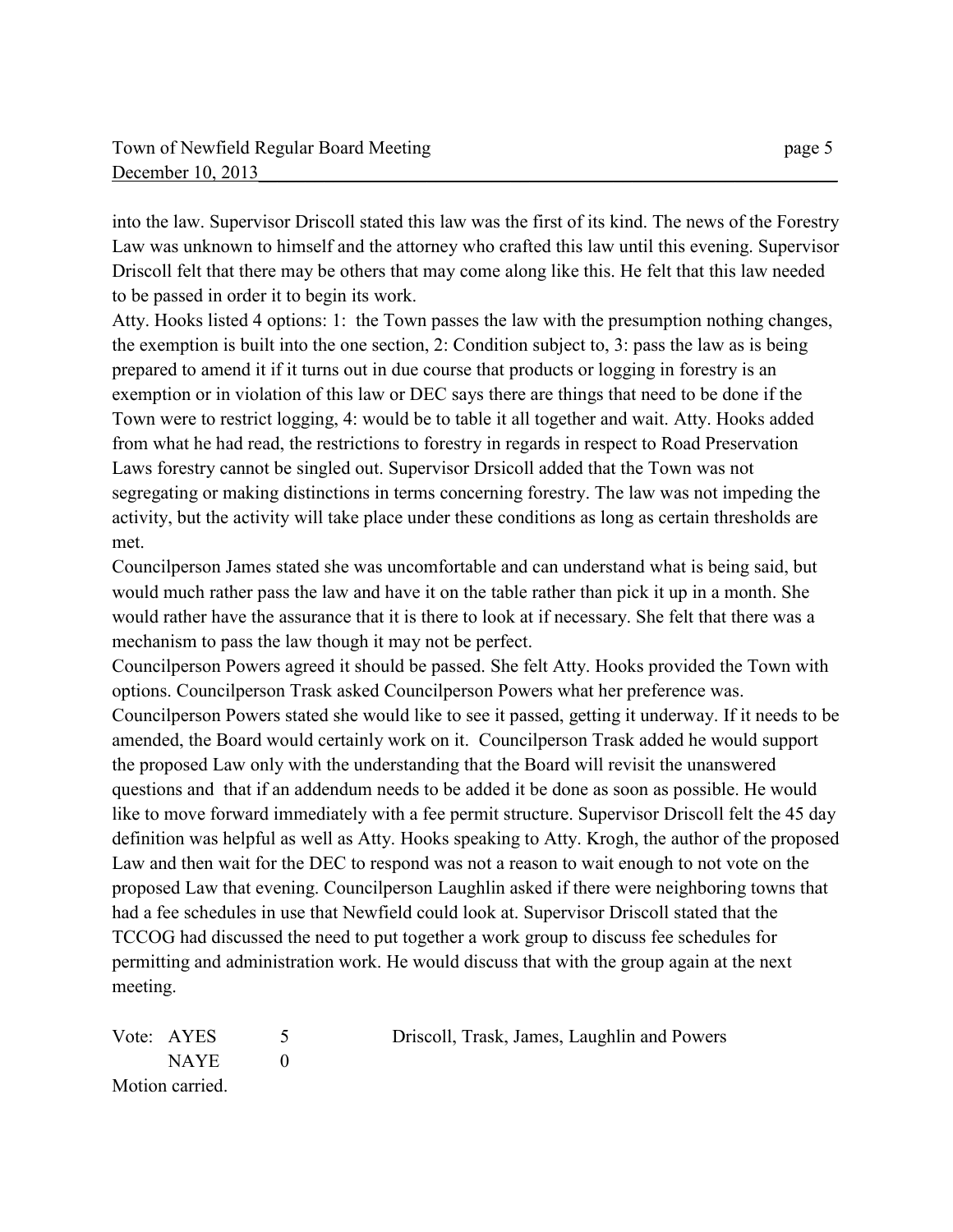into the law. Supervisor Driscoll stated this law was the first of its kind. The news of the Forestry Law was unknown to himself and the attorney who crafted this law until this evening. Supervisor Driscoll felt that there may be others that may come along like this. He felt that this law needed to be passed in order it to begin its work.

Atty. Hooks listed 4 options: 1: the Town passes the law with the presumption nothing changes, the exemption is built into the one section, 2: Condition subject to, 3: pass the law as is being prepared to amend it if it turns out in due course that products or logging in forestry is an exemption or in violation of this law or DEC says there are things that need to be done if the Town were to restrict logging, 4: would be to table it all together and wait. Atty. Hooks added from what he had read, the restrictions to forestry in regards in respect to Road Preservation Laws forestry cannot be singled out. Supervisor Drsicoll added that the Town was not segregating or making distinctions in terms concerning forestry. The law was not impeding the activity, but the activity will take place under these conditions as long as certain thresholds are met.

Councilperson James stated she was uncomfortable and can understand what is being said, but would much rather pass the law and have it on the table rather than pick it up in a month. She would rather have the assurance that it is there to look at if necessary. She felt that there was a mechanism to pass the law though it may not be perfect.

Councilperson Powers agreed it should be passed. She felt Atty. Hooks provided the Town with options. Councilperson Trask asked Councilperson Powers what her preference was. Councilperson Powers stated she would like to see it passed, getting it underway. If it needs to be amended, the Board would certainly work on it. Councilperson Trask added he would support the proposed Law only with the understanding that the Board will revisit the unanswered questions and that if an addendum needs to be added it be done as soon as possible. He would like to move forward immediately with a fee permit structure. Supervisor Driscoll felt the 45 day definition was helpful as well as Atty. Hooks speaking to Atty. Krogh, the author of the proposed Law and then wait for the DEC to respond was not a reason to wait enough to not vote on the proposed Law that evening. Councilperson Laughlin asked if there were neighboring towns that had a fee schedules in use that Newfield could look at. Supervisor Driscoll stated that the TCCOG had discussed the need to put together a work group to discuss fee schedules for permitting and administration work. He would discuss that with the group again at the next meeting.

Vote: AYES 5 Driscoll, Trask, James, Laughlin and Powers
NAYE 0
Motion carried.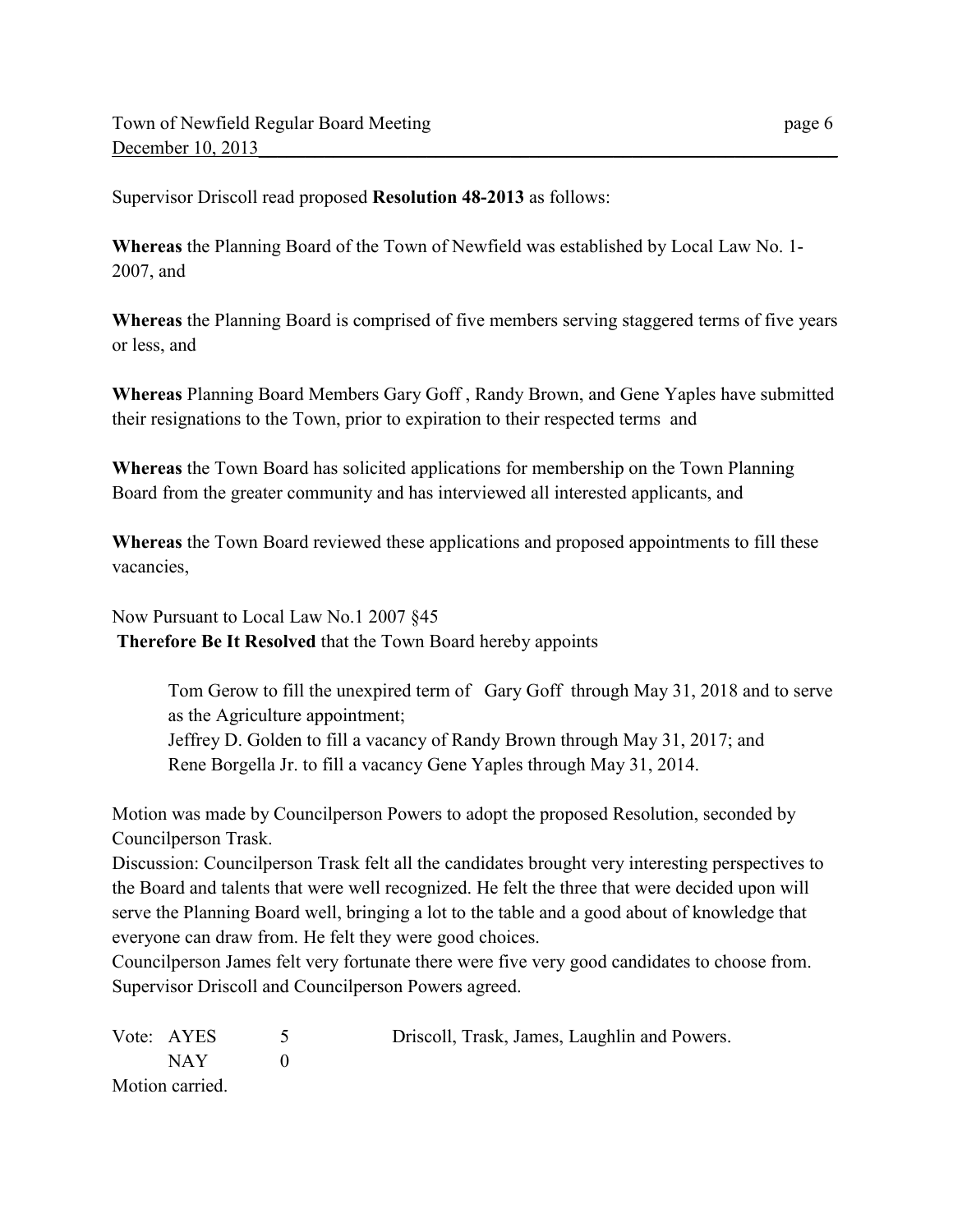Supervisor Driscoll read proposed **Resolution 48-2013** as follows:

**Whereas** the Planning Board of the Town of Newfield was established by Local Law No. 1-2007, and

**Whereas** the Planning Board is comprised of five members serving staggered terms of five years or less, and

**Whereas** Planning Board Members Gary Goff , Randy Brown, and Gene Yaples have submitted their resignations to the Town, prior to expiration to their respected terms and

**Whereas** the Town Board has solicited applications for membership on the Town Planning Board from the greater community and has interviewed all interested applicants, and

**Whereas** the Town Board reviewed these applications and proposed appointments to fill these vacancies,

Now Pursuant to Local Law No.1 2007 §45
**Therefore Be It Resolved** that the Town Board hereby appoints

> Tom Gerow to fill the unexpired term of Gary Goff through May 31, 2018 and to serve as the Agriculture appointment;
> Jeffrey D. Golden to fill a vacancy of Randy Brown through May 31, 2017; and
> Rene Borgella Jr. to fill a vacancy Gene Yaples through May 31, 2014.

Motion was made by Councilperson Powers to adopt the proposed Resolution, seconded by Councilperson Trask.
Discussion: Councilperson Trask felt all the candidates brought very interesting perspectives to the Board and talents that were well recognized. He felt the three that were decided upon will serve the Planning Board well, bringing a lot to the table and a good about of knowledge that everyone can draw from. He felt they were good choices.
Councilperson James felt very fortunate there were five very good candidates to choose from. Supervisor Driscoll and Councilperson Powers agreed.

Vote: AYES 5 Driscoll, Trask, James, Laughlin and Powers.
NAY 0
Motion carried.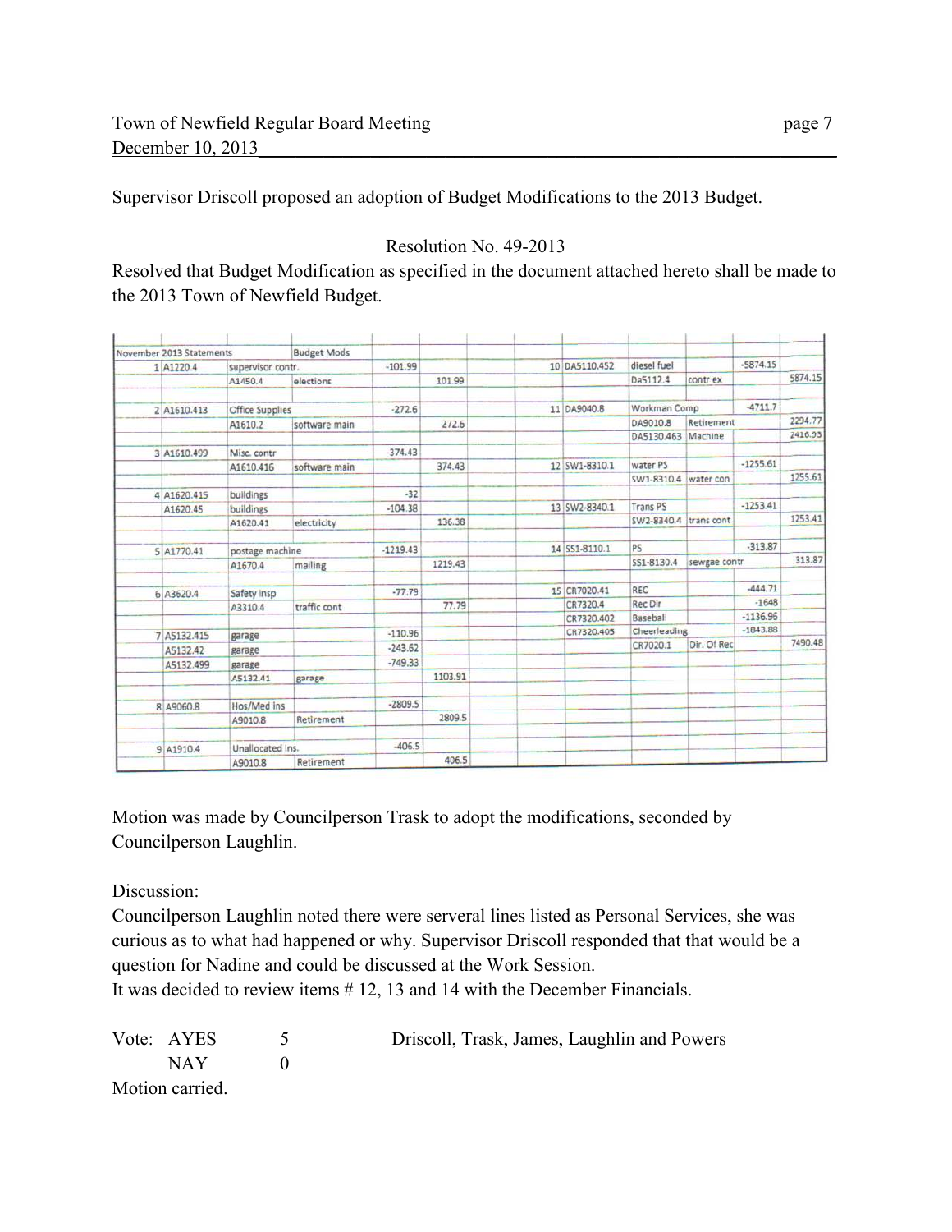Supervisor Driscoll proposed an adoption of Budget Modifications to the 2013 Budget.

Resolution No. 49-2013

Resolved that Budget Modification as specified in the document attached hereto shall be made to the 2013 Town of Newfield Budget.

| November 2013 Statements | | | Budget Mods | | | | | | | | |
|---|---|---|---|---|---|---|---|---|---|---|---|
| 1 | A1220.4 | supervisor contr. | | -101.99 | | 10 | DA5110.452 | diesel fuel | | -5874.15 | |
| | | A1450.4 | elections | | 101.99 | | | Da5112.4 | contr ex | | 5874.15 |
| 2 | A1610.413 | Office Supplies | | -272.6 | | 11 | DA9040.8 | Workman Comp | | -4711.7 | |
| | | A1610.2 | software main | | 272.6 | | | DA9010.8 | Retirement | | 2294.77 |
| | | | | | | | | DA5130.463 | Machine | | 2416.93 |
| 3 | A1610.499 | Misc. contr | | -374.43 | | | | | | | |
| | | A1610.416 | software main | | 374.43 | 12 | SW1-8310.1 | water PS | | -1255.61 | |
| | | | | | | | | SW1-8310.4 | water con | | 1255.61 |
| 4 | A1620.415 | buildings | | -32 | | | | | | | |
| | A1620.45 | buildings | | -104.38 | | 13 | SW2-8340.1 | Trans PS | | -1253.41 | |
| | | A1620.41 | electricity | | 136.38 | | | SW2-8340.4 | trans cont | | 1253.41 |
| 5 | A1770.41 | postage machine | | -1219.43 | | 14 | SS1-8110.1 | PS | | -313.87 | |
| | | A1670.4 | mailing | | 1219.43 | | | SS1-8130.4 | sewgae contr | | 313.87 |
| 6 | A3620.4 | Safety insp | | -77.79 | | 15 | CR7020.41 | REC | | -444.71 | |
| | | A3310.4 | traffic cont | | 77.79 | | CR7320.4 | Rec Dir | | -1648 | |
| | | | | | | | CR7320.402 | Baseball | | -1136.96 | |
| 7 | A5132.415 | garage | | -110.96 | | | CR7320.405 | Cheerleading | | -1043.88 | |
| | A5132.42 | garage | | -243.62 | | | | CR7020.1 | Dir. Of Rec | | 7490.48 |
| | A5132.499 | garage | | -749.33 | | | | | | | |
| | | A5132.41 | garage | | 1103.91 | | | | | | |
| 8 | A9060.8 | Hos/Med ins | | -2809.5 | | | | | | | |
| | | A9010.8 | Retirement | | 2809.5 | | | | | | |
| 9 | A1910.4 | Unallocated ins. | | -406.5 | | | | | | | |
| | | A9010.8 | Retirement | | 406.5 | | | | | | |

Motion was made by Councilperson Trask to adopt the modifications, seconded by Councilperson Laughlin.

Discussion:

Councilperson Laughlin noted there were serveral lines listed as Personal Services, she was curious as to what had happened or why. Supervisor Driscoll responded that that would be a question for Nadine and could be discussed at the Work Session.

It was decided to review items # 12, 13 and 14 with the December Financials.

Vote: AYES 5 Driscoll, Trask, James, Laughlin and Powers

NAY 0

Motion carried.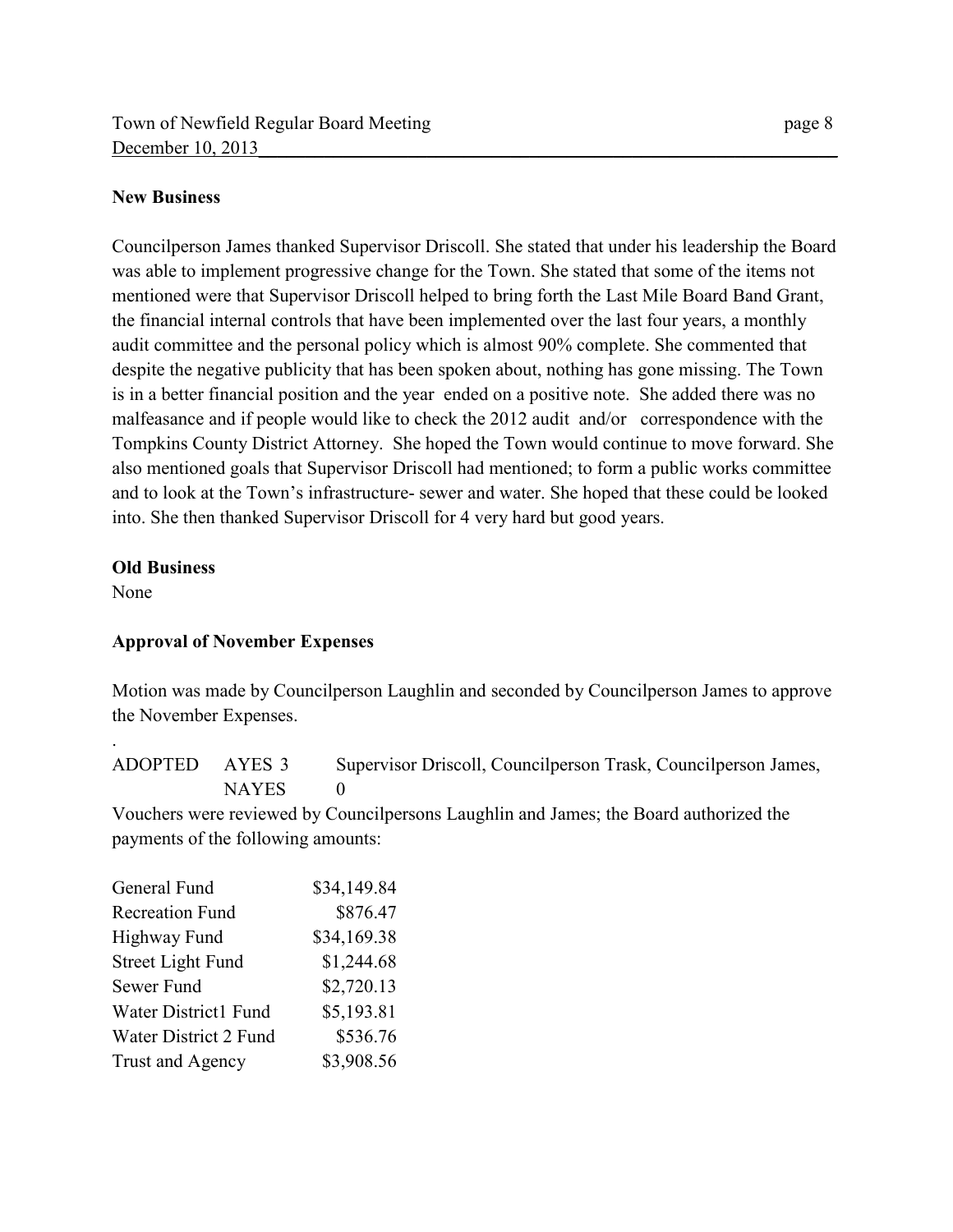**New Business**

Councilperson James thanked Supervisor Driscoll. She stated that under his leadership the Board was able to implement progressive change for the Town. She stated that some of the items not mentioned were that Supervisor Driscoll helped to bring forth the Last Mile Board Band Grant, the financial internal controls that have been implemented over the last four years, a monthly audit committee and the personal policy which is almost 90% complete. She commented that despite the negative publicity that has been spoken about, nothing has gone missing. The Town is in a better financial position and the year ended on a positive note. She added there was no malfeasance and if people would like to check the 2012 audit and/or correspondence with the Tompkins County District Attorney. She hoped the Town would continue to move forward. She also mentioned goals that Supervisor Driscoll had mentioned; to form a public works committee and to look at the Town's infrastructure- sewer and water. She hoped that these could be looked into. She then thanked Supervisor Driscoll for 4 very hard but good years.

**Old Business**

None

**Approval of November Expenses**

Motion was made by Councilperson Laughlin and seconded by Councilperson James to approve the November Expenses.

.

ADOPTED AYES 3 Supervisor Driscoll, Councilperson Trask, Councilperson James,
NAYES 0

Vouchers were reviewed by Councilpersons Laughlin and James; the Board authorized the payments of the following amounts:

| | |
|---|---|
| General Fund | $34,149.84 |
| Recreation Fund | $876.47 |
| Highway Fund | $34,169.38 |
| Street Light Fund | $1,244.68 |
| Sewer Fund | $2,720.13 |
| Water District1 Fund | $5,193.81 |
| Water District 2 Fund | $536.76 |
| Trust and Agency | $3,908.56 |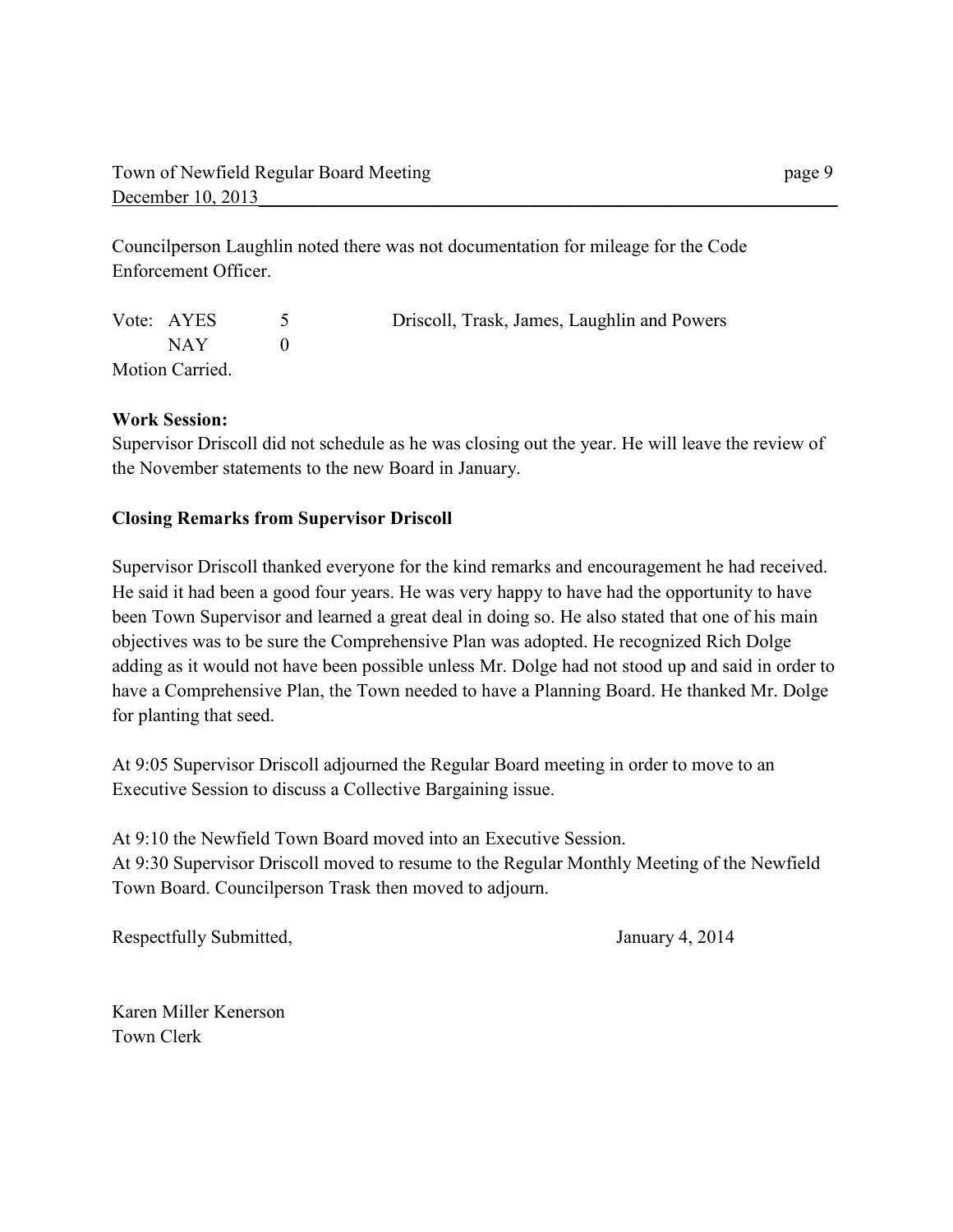Councilperson Laughlin noted there was not documentation for mileage for the Code Enforcement Officer.

| | | | |
|---|---|---|---|
| Vote: | AYES | 5 | Driscoll, Trask, James, Laughlin and Powers |
| | NAY | 0 | |

Motion Carried.

**Work Session:**
Supervisor Driscoll did not schedule as he was closing out the year. He will leave the review of the November statements to the new Board in January.

**Closing Remarks from Supervisor Driscoll**

Supervisor Driscoll thanked everyone for the kind remarks and encouragement he had received. He said it had been a good four years. He was very happy to have had the opportunity to have been Town Supervisor and learned a great deal in doing so. He also stated that one of his main objectives was to be sure the Comprehensive Plan was adopted. He recognized Rich Dolge adding as it would not have been possible unless Mr. Dolge had not stood up and said in order to have a Comprehensive Plan, the Town needed to have a Planning Board. He thanked Mr. Dolge for planting that seed.

At 9:05 Supervisor Driscoll adjourned the Regular Board meeting in order to move to an Executive Session to discuss a Collective Bargaining issue.

At 9:10 the Newfield Town Board moved into an Executive Session.
At 9:30 Supervisor Driscoll moved to resume to the Regular Monthly Meeting of the Newfield Town Board. Councilperson Trask then moved to adjourn.

Respectfully Submitted, January 4, 2014

Karen Miller Kenerson
Town Clerk